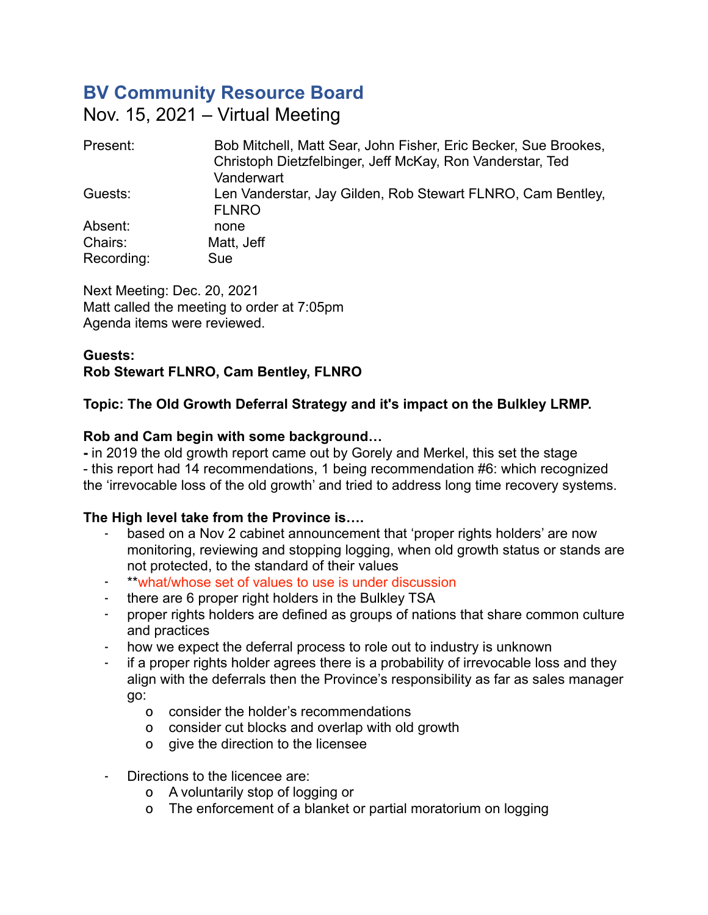# BV Community Resource Board

Nov. 15, 2021 – Virtual Meeting

| | |
|---|---|
| Present: | Bob Mitchell, Matt Sear, John Fisher, Eric Becker, Sue Brookes, Christoph Dietzfelbinger, Jeff McKay, Ron Vanderstar, Ted Vanderwart |
| Guests: | Len Vanderstar, Jay Gilden, Rob Stewart FLNRO, Cam Bentley, FLNRO |
| Absent: | none |
| Chairs: | Matt, Jeff |
| Recording: | Sue |

Next Meeting: Dec. 20, 2021
Matt called the meeting to order at 7:05pm
Agenda items were reviewed.

**Guests:**
**Rob Stewart FLNRO, Cam Bentley, FLNRO**

**Topic: The Old Growth Deferral Strategy and it's impact on the Bulkley LRMP.**

**Rob and Cam begin with some background…**

**-** in 2019 the old growth report came out by Gorely and Merkel, this set the stage
- this report had 14 recommendations, 1 being recommendation #6: which recognized the 'irrevocable loss of the old growth' and tried to address long time recovery systems.

**The High level take from the Province is….**

- based on a Nov 2 cabinet announcement that 'proper rights holders' are now monitoring, reviewing and stopping logging, when old growth status or stands are not protected, to the standard of their values
- **what/whose set of values to use is under discussion
- there are 6 proper right holders in the Bulkley TSA
- proper rights holders are defined as groups of nations that share common culture and practices
- how we expect the deferral process to role out to industry is unknown
- if a proper rights holder agrees there is a probability of irrevocable loss and they align with the deferrals then the Province's responsibility as far as sales manager go:
    - consider the holder's recommendations
    - consider cut blocks and overlap with old growth
    - give the direction to the licensee
- Directions to the licencee are:
    - A voluntarily stop of logging or
    - The enforcement of a blanket or partial moratorium on logging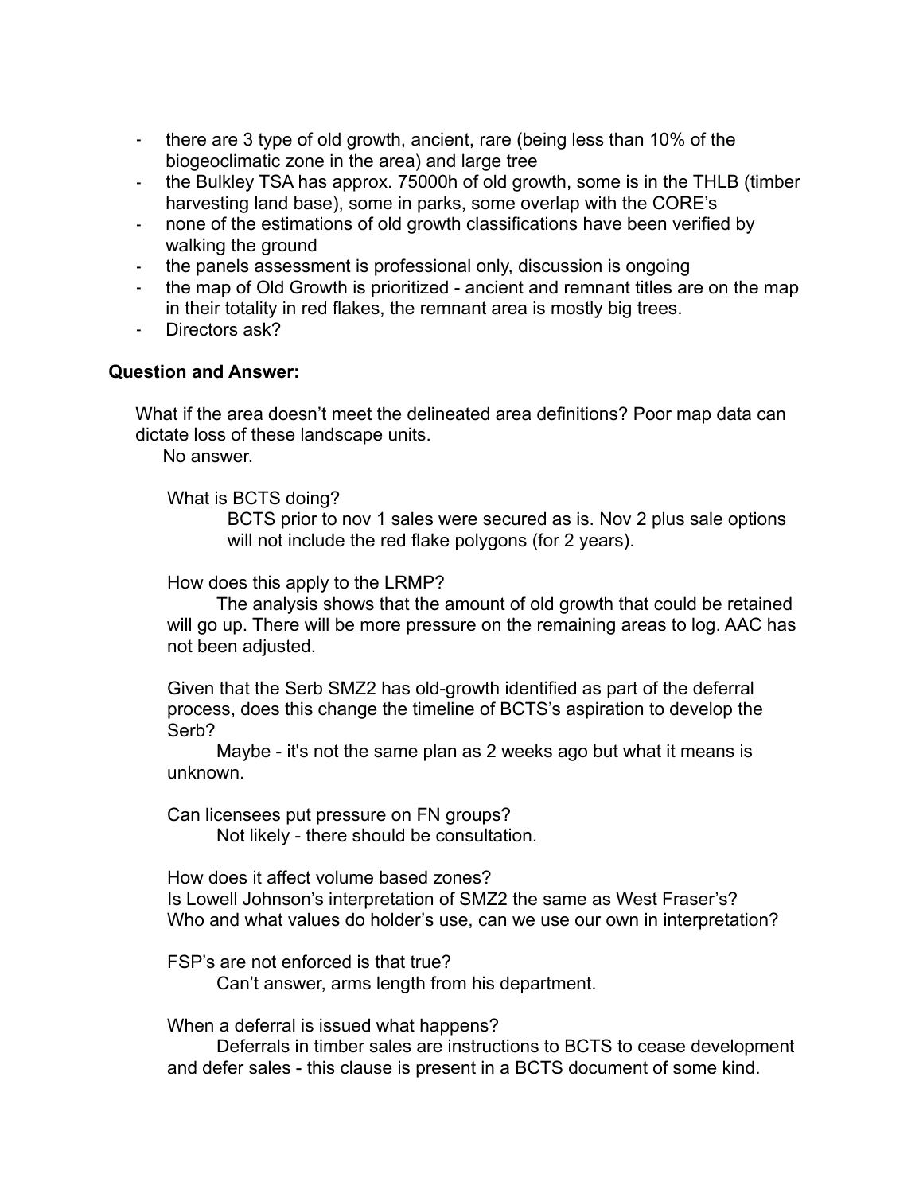- there are 3 type of old growth, ancient, rare (being less than 10% of the biogeoclimatic zone in the area) and large tree
- the Bulkley TSA has approx. 75000h of old growth, some is in the THLB (timber harvesting land base), some in parks, some overlap with the CORE's
- none of the estimations of old growth classifications have been verified by walking the ground
- the panels assessment is professional only, discussion is ongoing
- the map of Old Growth is prioritized - ancient and remnant titles are on the map in their totality in red flakes, the remnant area is mostly big trees.
- Directors ask?

**Question and Answer:**

What if the area doesn't meet the delineated area definitions? Poor map data can dictate loss of these landscape units.
No answer.

What is BCTS doing?
BCTS prior to nov 1 sales were secured as is. Nov 2 plus sale options will not include the red flake polygons (for 2 years).

How does this apply to the LRMP?
The analysis shows that the amount of old growth that could be retained will go up. There will be more pressure on the remaining areas to log. AAC has not been adjusted.

Given that the Serb SMZ2 has old-growth identified as part of the deferral process, does this change the timeline of BCTS's aspiration to develop the Serb?
Maybe - it's not the same plan as 2 weeks ago but what it means is unknown.

Can licensees put pressure on FN groups?
Not likely - there should be consultation.

How does it affect volume based zones?
Is Lowell Johnson's interpretation of SMZ2 the same as West Fraser's?
Who and what values do holder's use, can we use our own in interpretation?

FSP's are not enforced is that true?
Can't answer, arms length from his department.

When a deferral is issued what happens?
Deferrals in timber sales are instructions to BCTS to cease development and defer sales - this clause is present in a BCTS document of some kind.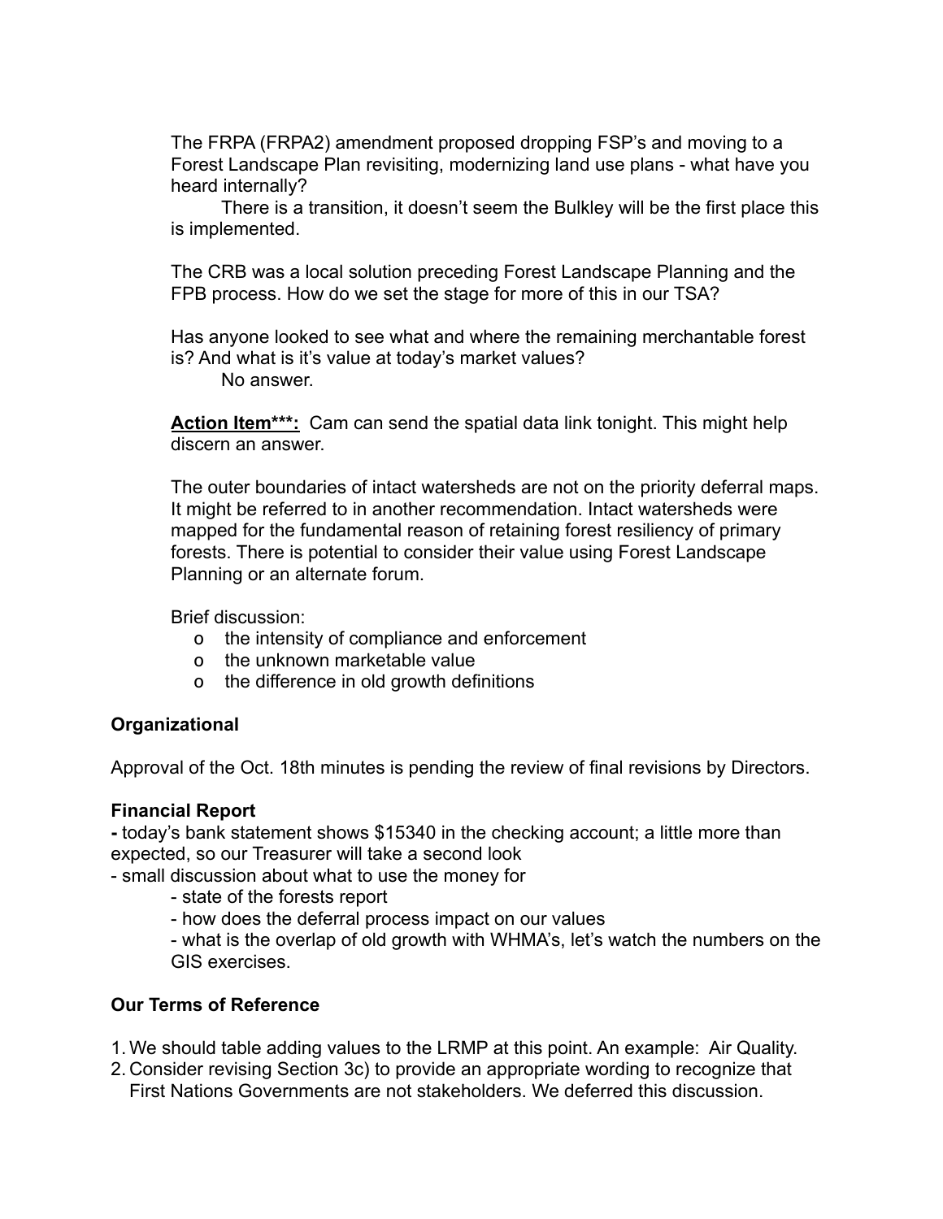The FRPA (FRPA2) amendment proposed dropping FSP's and moving to a Forest Landscape Plan revisiting, modernizing land use plans - what have you heard internally?

There is a transition, it doesn't seem the Bulkley will be the first place this is implemented.

The CRB was a local solution preceding Forest Landscape Planning and the FPB process. How do we set the stage for more of this in our TSA?

Has anyone looked to see what and where the remaining merchantable forest is? And what is it's value at today's market values?

No answer.

**Action Item***:** Cam can send the spatial data link tonight. This might help discern an answer.

The outer boundaries of intact watersheds are not on the priority deferral maps. It might be referred to in another recommendation. Intact watersheds were mapped for the fundamental reason of retaining forest resiliency of primary forests. There is potential to consider their value using Forest Landscape Planning or an alternate forum.

Brief discussion:

- the intensity of compliance and enforcement
- the unknown marketable value
- the difference in old growth definitions

**Organizational**

Approval of the Oct. 18th minutes is pending the review of final revisions by Directors.

**Financial Report**

- today's bank statement shows $15340 in the checking account; a little more than expected, so our Treasurer will take a second look
- small discussion about what to use the money for
    - state of the forests report
    - how does the deferral process impact on our values
    - what is the overlap of old growth with WHMA's, let's watch the numbers on the GIS exercises.

**Our Terms of Reference**

1. We should table adding values to the LRMP at this point. An example: Air Quality.
2. Consider revising Section 3c) to provide an appropriate wording to recognize that First Nations Governments are not stakeholders. We deferred this discussion.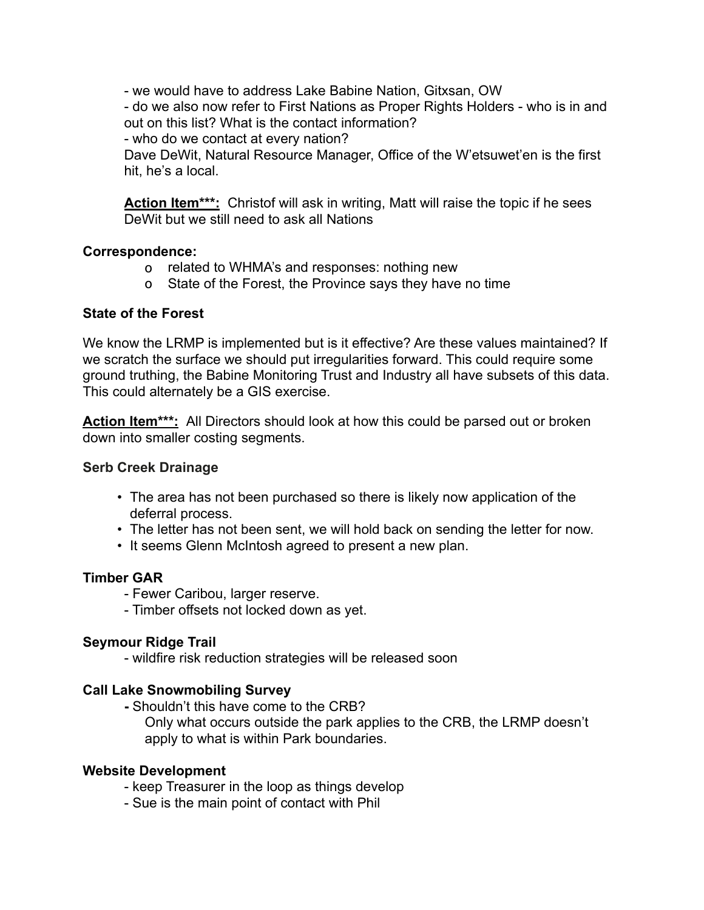- we would have to address Lake Babine Nation, Gitxsan, OW
- do we also now refer to First Nations as Proper Rights Holders - who is in and out on this list? What is the contact information?
- who do we contact at every nation?

Dave DeWit, Natural Resource Manager, Office of the W'etsuwet'en is the first hit, he's a local.

**Action Item\*\*\*:** Christof will ask in writing, Matt will raise the topic if he sees DeWit but we still need to ask all Nations

**Correspondence:**

- o related to WHMA's and responses: nothing new
- o State of the Forest, the Province says they have no time

**State of the Forest**

We know the LRMP is implemented but is it effective? Are these values maintained? If we scratch the surface we should put irregularities forward. This could require some ground truthing, the Babine Monitoring Trust and Industry all have subsets of this data. This could alternately be a GIS exercise.

**Action Item\*\*\*:** All Directors should look at how this could be parsed out or broken down into smaller costing segments.

**Serb Creek Drainage**

- The area has not been purchased so there is likely now application of the deferral process.
- The letter has not been sent, we will hold back on sending the letter for now.
- It seems Glenn McIntosh agreed to present a new plan.

**Timber GAR**

- Fewer Caribou, larger reserve.
- Timber offsets not locked down as yet.

**Seymour Ridge Trail**

- wildfire risk reduction strategies will be released soon

**Call Lake Snowmobiling Survey**

- Shouldn't this have come to the CRB?
  Only what occurs outside the park applies to the CRB, the LRMP doesn't apply to what is within Park boundaries.

**Website Development**

- keep Treasurer in the loop as things develop
- Sue is the main point of contact with Phil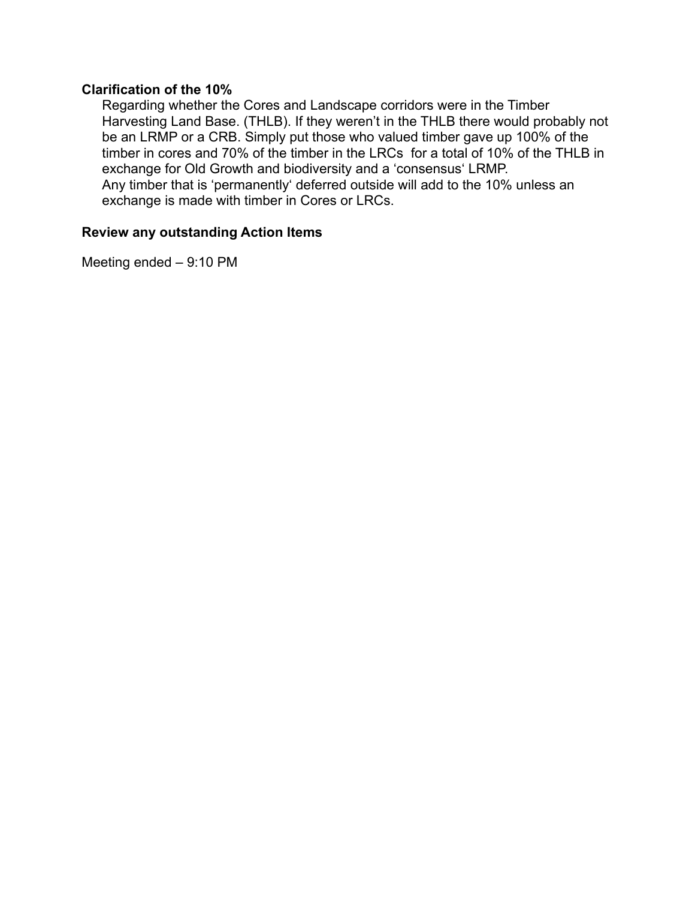**Clarification of the 10%**

Regarding whether the Cores and Landscape corridors were in the Timber Harvesting Land Base. (THLB). If they weren't in the THLB there would probably not be an LRMP or a CRB. Simply put those who valued timber gave up 100% of the timber in cores and 70% of the timber in the LRCs for a total of 10% of the THLB in exchange for Old Growth and biodiversity and a 'consensus' LRMP.

Any timber that is 'permanently' deferred outside will add to the 10% unless an exchange is made with timber in Cores or LRCs.

**Review any outstanding Action Items**

Meeting ended – 9:10 PM